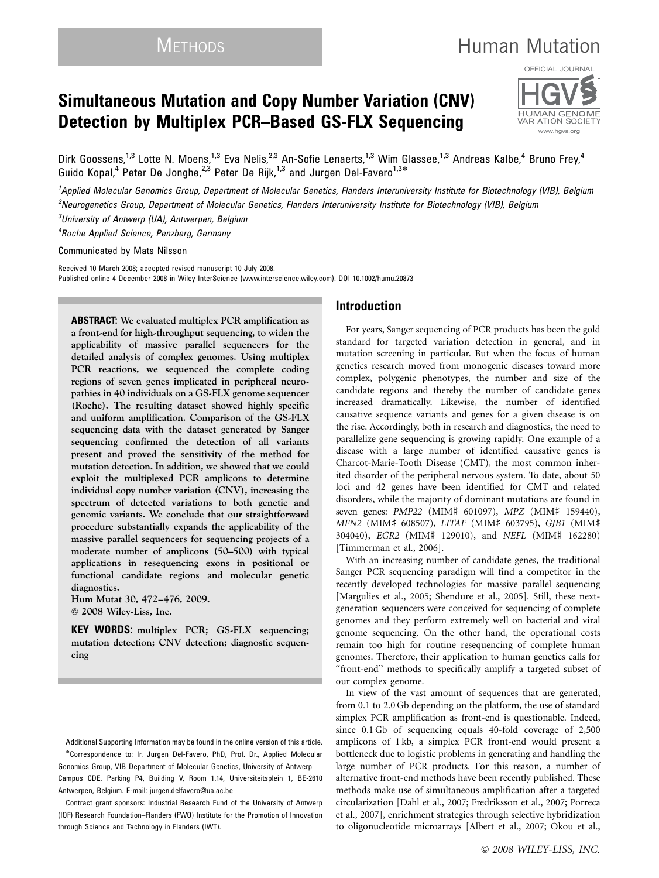METHODS

Human Mutation

OFFICIAL JOURNAL

HGVS HUMAN GENOME VARIATION SOCIETY www.hgvs.org

# Simultaneous Mutation and Copy Number Variation (CNV) Detection by Multiplex PCR–Based GS-FLX Sequencing

Dirk Goossens,[1,3] Lotte N. Moens,[1,3] Eva Nelis,[2,3] An-Sofie Lenaerts,[1,3] Wim Glassee,[1,3] Andreas Kalbe,[4] Bruno Frey,[4] Guido Kopal,[4] Peter De Jonghe,[2,3] Peter De Rijk,[1,3] and Jurgen Del-Favero[1,3]*

[1]Applied Molecular Genomics Group, Department of Molecular Genetics, Flanders Interuniversity Institute for Biotechnology (VIB), Belgium
[2]Neurogenetics Group, Department of Molecular Genetics, Flanders Interuniversity Institute for Biotechnology (VIB), Belgium
[3]University of Antwerp (UA), Antwerpen, Belgium
[4]Roche Applied Science, Penzberg, Germany

Communicated by Mats Nilsson

Received 10 March 2008; accepted revised manuscript 10 July 2008.
Published online 4 December 2008 in Wiley InterScience (www.interscience.wiley.com). DOI 10.1002/humu.20873

**ABSTRACT: We evaluated multiplex PCR amplification as a front-end for high-throughput sequencing, to widen the applicability of massive parallel sequencers for the detailed analysis of complex genomes. Using multiplex PCR reactions, we sequenced the complete coding regions of seven genes implicated in peripheral neuropathies in 40 individuals on a GS-FLX genome sequencer (Roche). The resulting dataset showed highly specific and uniform amplification. Comparison of the GS-FLX sequencing data with the dataset generated by Sanger sequencing confirmed the detection of all variants present and proved the sensitivity of the method for mutation detection. In addition, we showed that we could exploit the multiplexed PCR amplicons to determine individual copy number variation (CNV), increasing the spectrum of detected variations to both genetic and genomic variants. We conclude that our straightforward procedure substantially expands the applicability of the massive parallel sequencers for sequencing projects of a moderate number of amplicons (50–500) with typical applications in resequencing exons in positional or functional candidate regions and molecular genetic diagnostics.**
**Hum Mutat 30, 472–476, 2009.**
**© 2008 Wiley-Liss, Inc.**

**KEY WORDS:** multiplex PCR; GS-FLX sequencing; mutation detection; CNV detection; diagnostic sequencing

Additional Supporting Information may be found in the online version of this article.
*Correspondence to: Ir. Jurgen Del-Favero, PhD, Prof. Dr., Applied Molecular Genomics Group, VIB Department of Molecular Genetics, University of Antwerp — Campus CDE, Parking P4, Building V, Room 1.14, Universiteitsplein 1, BE-2610 Antwerpen, Belgium. E-mail: jurgen.delfavero@ua.ac.be

Contract grant sponsors: Industrial Research Fund of the University of Antwerp (IOF) Research Foundation–Flanders (FWO) Institute for the Promotion of Innovation through Science and Technology in Flanders (IWT).

## Introduction

For years, Sanger sequencing of PCR products has been the gold standard for targeted variation detection in general, and in mutation screening in particular. But when the focus of human genetics research moved from monogenic diseases toward more complex, polygenic phenotypes, the number and size of the candidate regions and thereby the number of candidate genes increased dramatically. Likewise, the number of identified causative sequence variants and genes for a given disease is on the rise. Accordingly, both in research and diagnostics, the need to parallelize gene sequencing is growing rapidly. One example of a disease with a large number of identified causative genes is Charcot-Marie-Tooth Disease (CMT), the most common inherited disorder of the peripheral nervous system. To date, about 50 loci and 42 genes have been identified for CMT and related disorders, while the majority of dominant mutations are found in seven genes: *PMP22* (MIM♯ 601097), *MPZ* (MIM♯ 159440), *MFN2* (MIM♯ 608507), *LITAF* (MIM♯ 603795), *GJB1* (MIM♯ 304040), *EGR2* (MIM♯ 129010), and *NEFL* (MIM♯ 162280) [Timmerman et al., 2006].

With an increasing number of candidate genes, the traditional Sanger PCR sequencing paradigm will find a competitor in the recently developed technologies for massive parallel sequencing [Margulies et al., 2005; Shendure et al., 2005]. Still, these next-generation sequencers were conceived for sequencing of complete genomes and they perform extremely well on bacterial and viral genome sequencing. On the other hand, the operational costs remain too high for routine resequencing of complete human genomes. Therefore, their application to human genetics calls for "front-end" methods to specifically amplify a targeted subset of our complex genome.

In view of the vast amount of sequences that are generated, from 0.1 to 2.0 Gb depending on the platform, the use of standard simplex PCR amplification as front-end is questionable. Indeed, since 0.1 Gb of sequencing equals 40-fold coverage of 2,500 amplicons of 1 kb, a simplex PCR front-end would present a bottleneck due to logistic problems in generating and handling the large number of PCR products. For this reason, a number of alternative front-end methods have been recently published. These methods make use of simultaneous amplification after a targeted circularization [Dahl et al., 2007; Fredriksson et al., 2007; Porreca et al., 2007], enrichment strategies through selective hybridization to oligonucleotide microarrays [Albert et al., 2007; Okou et al.,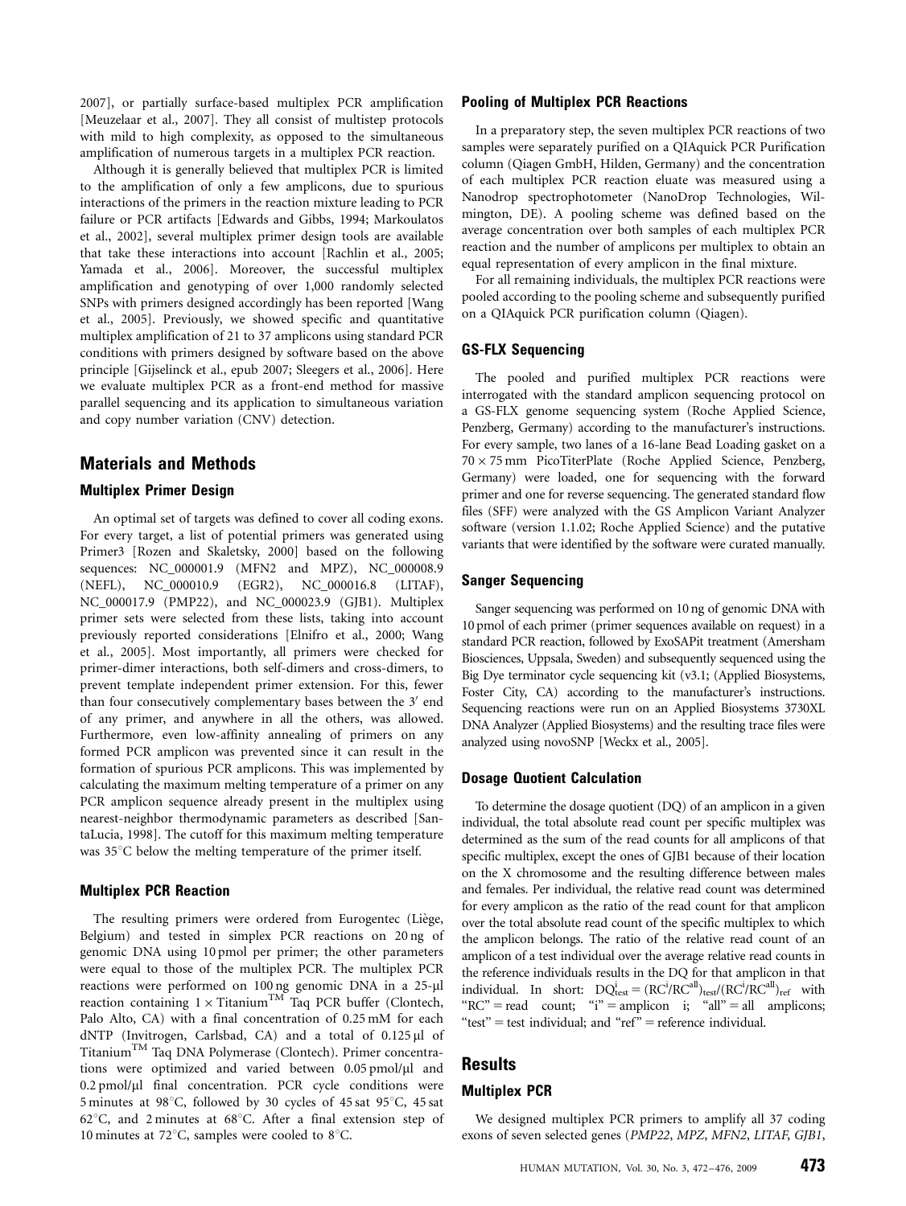2007], or partially surface-based multiplex PCR amplification [Meuzelaar et al., 2007]. They all consist of multistep protocols with mild to high complexity, as opposed to the simultaneous amplification of numerous targets in a multiplex PCR reaction.

Although it is generally believed that multiplex PCR is limited to the amplification of only a few amplicons, due to spurious interactions of the primers in the reaction mixture leading to PCR failure or PCR artifacts [Edwards and Gibbs, 1994; Markoulatos et al., 2002], several multiplex primer design tools are available that take these interactions into account [Rachlin et al., 2005; Yamada et al., 2006]. Moreover, the successful multiplex amplification and genotyping of over 1,000 randomly selected SNPs with primers designed accordingly has been reported [Wang et al., 2005]. Previously, we showed specific and quantitative multiplex amplification of 21 to 37 amplicons using standard PCR conditions with primers designed by software based on the above principle [Gijselinck et al., epub 2007; Sleegers et al., 2006]. Here we evaluate multiplex PCR as a front-end method for massive parallel sequencing and its application to simultaneous variation and copy number variation (CNV) detection.

## Materials and Methods

### Multiplex Primer Design

An optimal set of targets was defined to cover all coding exons. For every target, a list of potential primers was generated using Primer3 [Rozen and Skaletsky, 2000] based on the following sequences: NC_000001.9 (MFN2 and MPZ), NC_000008.9 (NEFL), NC_000010.9 (EGR2), NC_000016.8 (LITAF), NC_000017.9 (PMP22), and NC_000023.9 (GJB1). Multiplex primer sets were selected from these lists, taking into account previously reported considerations [Elnifro et al., 2000; Wang et al., 2005]. Most importantly, all primers were checked for primer-dimer interactions, both self-dimers and cross-dimers, to prevent template independent primer extension. For this, fewer than four consecutively complementary bases between the 3′ end of any primer, and anywhere in all the others, was allowed. Furthermore, even low-affinity annealing of primers on any formed PCR amplicon was prevented since it can result in the formation of spurious PCR amplicons. This was implemented by calculating the maximum melting temperature of a primer on any PCR amplicon sequence already present in the multiplex using nearest-neighbor thermodynamic parameters as described [SantaLucia, 1998]. The cutoff for this maximum melting temperature was 35°C below the melting temperature of the primer itself.

### Multiplex PCR Reaction

The resulting primers were ordered from Eurogentec (Liège, Belgium) and tested in simplex PCR reactions on 20 ng of genomic DNA using 10 pmol per primer; the other parameters were equal to those of the multiplex PCR. The multiplex PCR reactions were performed on 100 ng genomic DNA in a 25-μl reaction containing 1 × Titanium™ Taq PCR buffer (Clontech, Palo Alto, CA) with a final concentration of 0.25 mM for each dNTP (Invitrogen, Carlsbad, CA) and a total of 0.125 μl of Titanium™ Taq DNA Polymerase (Clontech). Primer concentrations were optimized and varied between 0.05 pmol/μl and 0.2 pmol/μl final concentration. PCR cycle conditions were 5 minutes at 98°C, followed by 30 cycles of 45 sat 95°C, 45 sat 62°C, and 2 minutes at 68°C. After a final extension step of 10 minutes at 72°C, samples were cooled to 8°C.

### Pooling of Multiplex PCR Reactions

In a preparatory step, the seven multiplex PCR reactions of two samples were separately purified on a QIAquick PCR Purification column (Qiagen GmbH, Hilden, Germany) and the concentration of each multiplex PCR reaction eluate was measured using a Nanodrop spectrophotometer (NanoDrop Technologies, Wilmington, DE). A pooling scheme was defined based on the average concentration over both samples of each multiplex PCR reaction and the number of amplicons per multiplex to obtain an equal representation of every amplicon in the final mixture.

For all remaining individuals, the multiplex PCR reactions were pooled according to the pooling scheme and subsequently purified on a QIAquick PCR purification column (Qiagen).

### GS-FLX Sequencing

The pooled and purified multiplex PCR reactions were interrogated with the standard amplicon sequencing protocol on a GS-FLX genome sequencing system (Roche Applied Science, Penzberg, Germany) according to the manufacturer's instructions. For every sample, two lanes of a 16-lane Bead Loading gasket on a 70 × 75 mm PicoTiterPlate (Roche Applied Science, Penzberg, Germany) were loaded, one for sequencing with the forward primer and one for reverse sequencing. The generated standard flow files (SFF) were analyzed with the GS Amplicon Variant Analyzer software (version 1.1.02; Roche Applied Science) and the putative variants that were identified by the software were curated manually.

### Sanger Sequencing

Sanger sequencing was performed on 10 ng of genomic DNA with 10 pmol of each primer (primer sequences available on request) in a standard PCR reaction, followed by ExoSAPit treatment (Amersham Biosciences, Uppsala, Sweden) and subsequently sequenced using the Big Dye terminator cycle sequencing kit (v3.1; (Applied Biosystems, Foster City, CA) according to the manufacturer's instructions. Sequencing reactions were run on an Applied Biosystems 3730XL DNA Analyzer (Applied Biosystems) and the resulting trace files were analyzed using novoSNP [Weckx et al., 2005].

### Dosage Quotient Calculation

To determine the dosage quotient (DQ) of an amplicon in a given individual, the total absolute read count per specific multiplex was determined as the sum of the read counts for all amplicons of that specific multiplex, except the ones of GJB1 because of their location on the X chromosome and the resulting difference between males and females. Per individual, the relative read count was determined for every amplicon as the ratio of the read count for that amplicon over the total absolute read count of the specific multiplex to which the amplicon belongs. The ratio of the relative read count of an amplicon of a test individual over the average relative read counts in the reference individuals results in the DQ for that amplicon in that individual. In short: $DQ^{i}_{test} = (RC^{i}/RC^{all})_{test}/(RC^{i}/RC^{all})_{ref}$ with "RC" = read count; "i" = amplicon i; "all" = all amplicons; "test" = test individual; and "ref" = reference individual.

## Results

### Multiplex PCR

We designed multiplex PCR primers to amplify all 37 coding exons of seven selected genes (*PMP22*, *MPZ*, *MFN2*, *LITAF*, *GJB1*,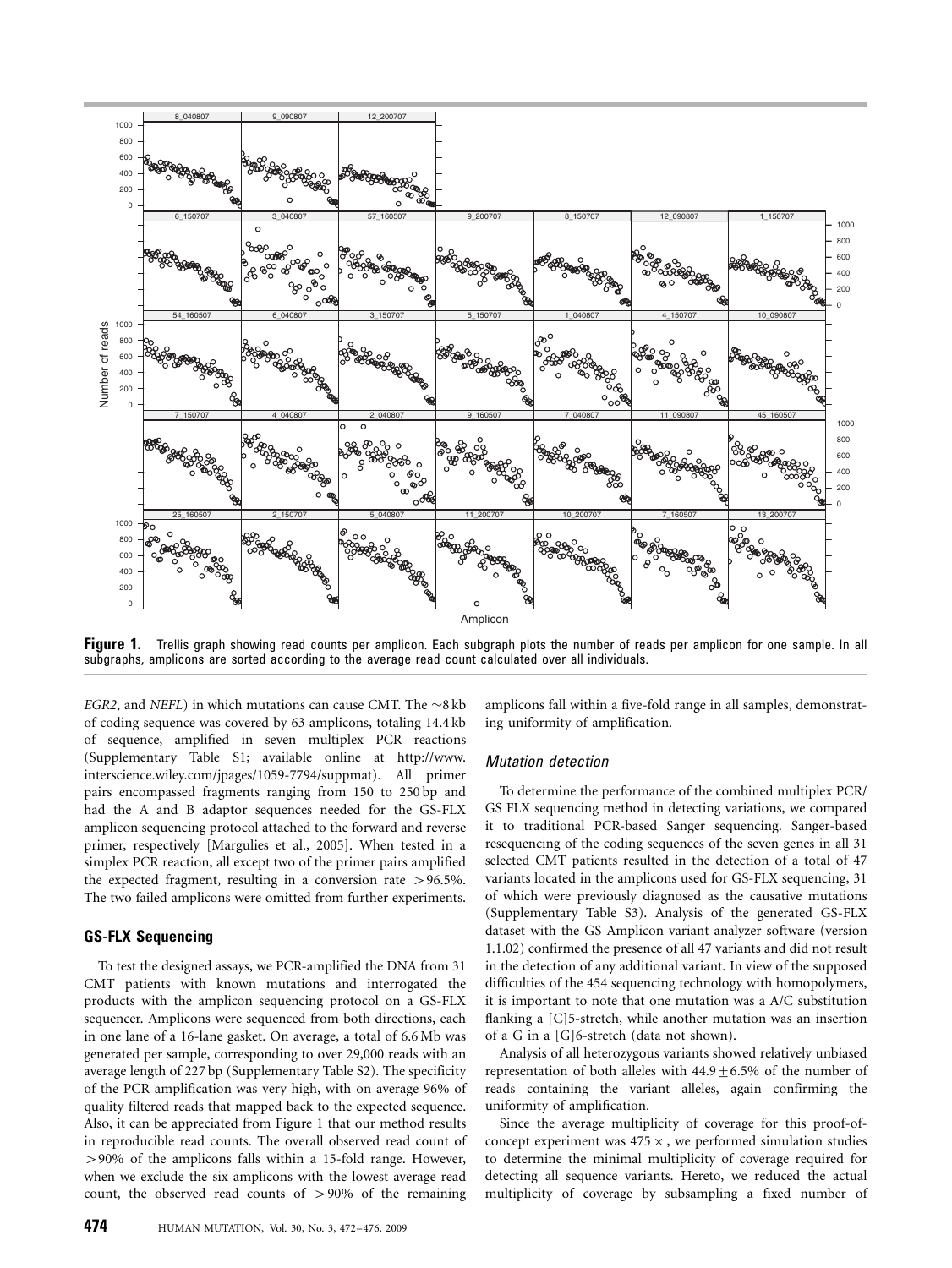**Figure 1.** Trellis graph showing read counts per amplicon. Each subgraph plots the number of reads per amplicon for one sample. In all subgraphs, amplicons are sorted according to the average read count calculated over all individuals.

*EGR2*, and *NEFL*) in which mutations can cause CMT. The ~8 kb of coding sequence was covered by 63 amplicons, totaling 14.4 kb of sequence, amplified in seven multiplex PCR reactions (Supplementary Table S1; available online at http://www.interscience.wiley.com/jpages/1059-7794/suppmat). All primer pairs encompassed fragments ranging from 150 to 250 bp and had the A and B adaptor sequences needed for the GS-FLX amplicon sequencing protocol attached to the forward and reverse primer, respectively [Margulies et al., 2005]. When tested in a simplex PCR reaction, all except two of the primer pairs amplified the expected fragment, resulting in a conversion rate >96.5%. The two failed amplicons were omitted from further experiments.

## GS-FLX Sequencing

To test the designed assays, we PCR-amplified the DNA from 31 CMT patients with known mutations and interrogated the products with the amplicon sequencing protocol on a GS-FLX sequencer. Amplicons were sequenced from both directions, each in one lane of a 16-lane gasket. On average, a total of 6.6 Mb was generated per sample, corresponding to over 29,000 reads with an average length of 227 bp (Supplementary Table S2). The specificity of the PCR amplification was very high, with on average 96% of quality filtered reads that mapped back to the expected sequence. Also, it can be appreciated from Figure 1 that our method results in reproducible read counts. The overall observed read count of >90% of the amplicons falls within a 15-fold range. However, when we exclude the six amplicons with the lowest average read count, the observed read counts of >90% of the remaining amplicons fall within a five-fold range in all samples, demonstrating uniformity of amplification.

### Mutation detection

To determine the performance of the combined multiplex PCR/GS FLX sequencing method in detecting variations, we compared it to traditional PCR-based Sanger sequencing. Sanger-based resequencing of the coding sequences of the seven genes in all 31 selected CMT patients resulted in the detection of a total of 47 variants located in the amplicons used for GS-FLX sequencing, 31 of which were previously diagnosed as the causative mutations (Supplementary Table S3). Analysis of the generated GS-FLX dataset with the GS Amplicon variant analyzer software (version 1.1.02) confirmed the presence of all 47 variants and did not result in the detection of any additional variant. In view of the supposed difficulties of the 454 sequencing technology with homopolymers, it is important to note that one mutation was a A/C substitution flanking a [C]5-stretch, while another mutation was an insertion of a G in a [G]6-stretch (data not shown).

Analysis of all heterozygous variants showed relatively unbiased representation of both alleles with $44.9 \pm 6.5\%$ of the number of reads containing the variant alleles, again confirming the uniformity of amplification.

Since the average multiplicity of coverage for this proof-of-concept experiment was $475\times$, we performed simulation studies to determine the minimal multiplicity of coverage required for detecting all sequence variants. Hereto, we reduced the actual multiplicity of coverage by subsampling a fixed number of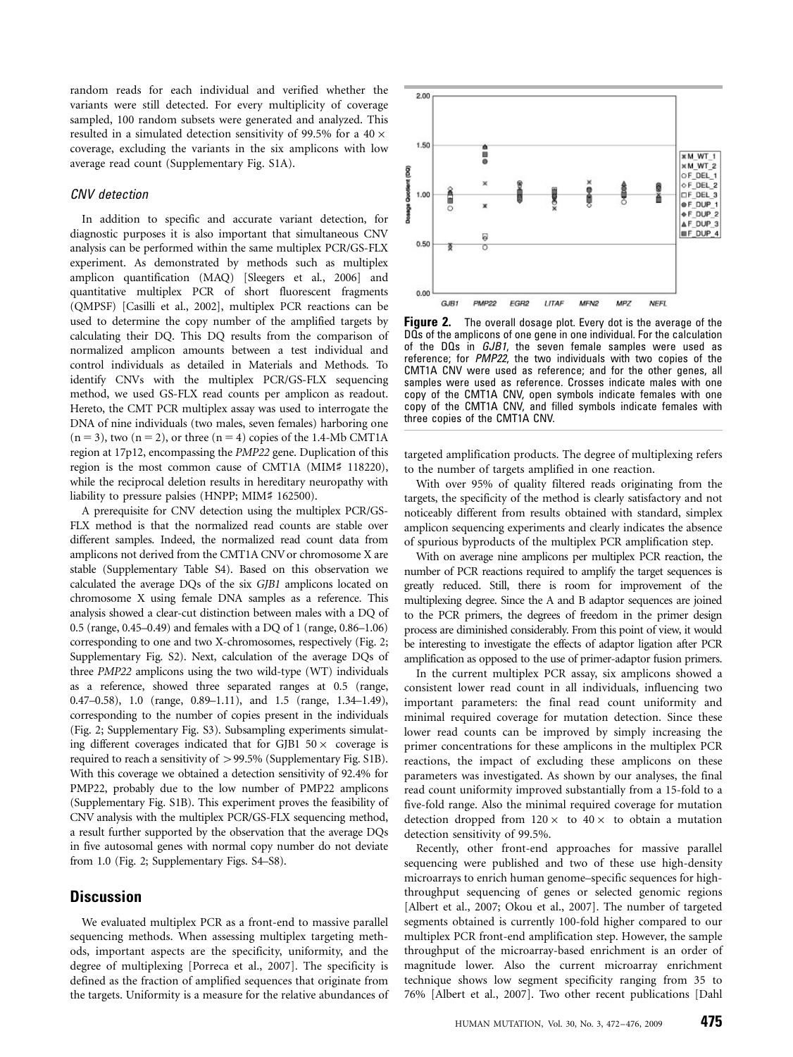random reads for each individual and verified whether the variants were still detected. For every multiplicity of coverage sampled, 100 random subsets were generated and analyzed. This resulted in a simulated detection sensitivity of 99.5% for a 40 × coverage, excluding the variants in the six amplicons with low average read count (Supplementary Fig. S1A).

### CNV detection

In addition to specific and accurate variant detection, for diagnostic purposes it is also important that simultaneous CNV analysis can be performed within the same multiplex PCR/GS-FLX experiment. As demonstrated by methods such as multiplex amplicon quantification (MAQ) [Sleegers et al., 2006] and quantitative multiplex PCR of short fluorescent fragments (QMPSF) [Casilli et al., 2002], multiplex PCR reactions can be used to determine the copy number of the amplified targets by calculating their DQ. This DQ results from the comparison of normalized amplicon amounts between a test individual and control individuals as detailed in Materials and Methods. To identify CNVs with the multiplex PCR/GS-FLX sequencing method, we used GS-FLX read counts per amplicon as readout. Hereto, the CMT PCR multiplex assay was used to interrogate the DNA of nine individuals (two males, seven females) harboring one (n = 3), two (n = 2), or three (n = 4) copies of the 1.4-Mb CMT1A region at 17p12, encompassing the *PMP22* gene. Duplication of this region is the most common cause of CMT1A (MIM♯ 118220), while the reciprocal deletion results in hereditary neuropathy with liability to pressure palsies (HNPP; MIM♯ 162500).

A prerequisite for CNV detection using the multiplex PCR/GS-FLX method is that the normalized read counts are stable over different samples. Indeed, the normalized read count data from amplicons not derived from the CMT1A CNV or chromosome X are stable (Supplementary Table S4). Based on this observation we calculated the average DQs of the six *GJB1* amplicons located on chromosome X using female DNA samples as a reference. This analysis showed a clear-cut distinction between males with a DQ of 0.5 (range, 0.45–0.49) and females with a DQ of 1 (range, 0.86–1.06) corresponding to one and two X-chromosomes, respectively (Fig. 2; Supplementary Fig. S2). Next, calculation of the average DQs of three *PMP22* amplicons using the two wild-type (WT) individuals as a reference, showed three separated ranges at 0.5 (range, 0.47–0.58), 1.0 (range, 0.89–1.11), and 1.5 (range, 1.34–1.49), corresponding to the number of copies present in the individuals (Fig. 2; Supplementary Fig. S3). Subsampling experiments simulating different coverages indicated that for GJB1 50 × coverage is required to reach a sensitivity of >99.5% (Supplementary Fig. S1B). With this coverage we obtained a detection sensitivity of 92.4% for PMP22, probably due to the low number of PMP22 amplicons (Supplementary Fig. S1B). This experiment proves the feasibility of CNV analysis with the multiplex PCR/GS-FLX sequencing method, a result further supported by the observation that the average DQs in five autosomal genes with normal copy number do not deviate from 1.0 (Fig. 2; Supplementary Figs. S4–S8).

**Figure 2.** The overall dosage plot. Every dot is the average of the DQs of the amplicons of one gene in one individual. For the calculation of the DQs in *GJB1*, the seven female samples were used as reference; for *PMP22*, the two individuals with two copies of the CMT1A CNV were used as reference; and for the other genes, all samples were used as reference. Crosses indicate males with one copy of the CMT1A CNV, open symbols indicate females with one copy of the CMT1A CNV, and filled symbols indicate females with three copies of the CMT1A CNV.

## Discussion

We evaluated multiplex PCR as a front-end to massive parallel sequencing methods. When assessing multiplex targeting methods, important aspects are the specificity, uniformity, and the degree of multiplexing [Porreca et al., 2007]. The specificity is defined as the fraction of amplified sequences that originate from the targets. Uniformity is a measure for the relative abundances of targeted amplification products. The degree of multiplexing refers to the number of targets amplified in one reaction.

With over 95% of quality filtered reads originating from the targets, the specificity of the method is clearly satisfactory and not noticeably different from results obtained with standard, simplex amplicon sequencing experiments and clearly indicates the absence of spurious byproducts of the multiplex PCR amplification step.

With on average nine amplicons per multiplex PCR reaction, the number of PCR reactions required to amplify the target sequences is greatly reduced. Still, there is room for improvement of the multiplexing degree. Since the A and B adaptor sequences are joined to the PCR primers, the degrees of freedom in the primer design process are diminished considerably. From this point of view, it would be interesting to investigate the effects of adaptor ligation after PCR amplification as opposed to the use of primer-adaptor fusion primers.

In the current multiplex PCR assay, six amplicons showed a consistent lower read count in all individuals, influencing two important parameters: the final read count uniformity and minimal required coverage for mutation detection. Since these lower read counts can be improved by simply increasing the primer concentrations for these amplicons in the multiplex PCR reactions, the impact of excluding these amplicons on these parameters was investigated. As shown by our analyses, the final read count uniformity improved substantially from a 15-fold to a five-fold range. Also the minimal required coverage for mutation detection dropped from 120 × to 40 × to obtain a mutation detection sensitivity of 99.5%.

Recently, other front-end approaches for massive parallel sequencing were published and two of these use high-density microarrays to enrich human genome–specific sequences for high-throughput sequencing of genes or selected genomic regions [Albert et al., 2007; Okou et al., 2007]. The number of targeted segments obtained is currently 100-fold higher compared to our multiplex PCR front-end amplification step. However, the sample throughput of the microarray-based enrichment is an order of magnitude lower. Also the current microarray enrichment technique shows low segment specificity ranging from 35 to 76% [Albert et al., 2007]. Two other recent publications [Dahl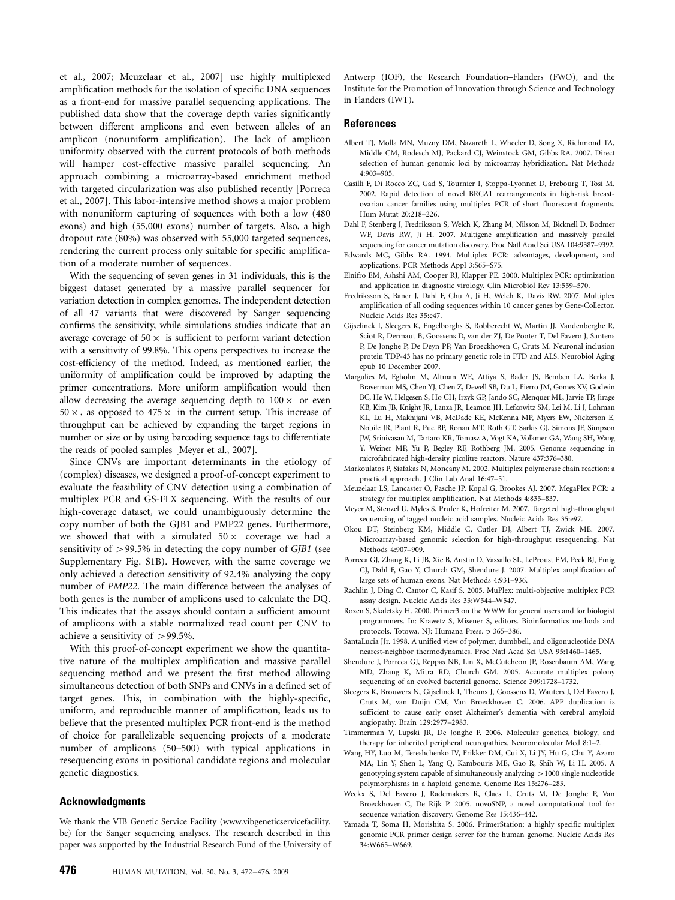et al., 2007; Meuzelaar et al., 2007] use highly multiplexed amplification methods for the isolation of specific DNA sequences as a front-end for massive parallel sequencing applications. The published data show that the coverage depth varies significantly between different amplicons and even between alleles of an amplicon (nonuniform amplification). The lack of amplicon uniformity observed with the current protocols of both methods will hamper cost-effective massive parallel sequencing. An approach combining a microarray-based enrichment method with targeted circularization was also published recently [Porreca et al., 2007]. This labor-intensive method shows a major problem with nonuniform capturing of sequences with both a low (480 exons) and high (55,000 exons) number of targets. Also, a high dropout rate (80%) was observed with 55,000 targeted sequences, rendering the current process only suitable for specific amplification of a moderate number of sequences.

With the sequencing of seven genes in 31 individuals, this is the biggest dataset generated by a massive parallel sequencer for variation detection in complex genomes. The independent detection of all 47 variants that were discovered by Sanger sequencing confirms the sensitivity, while simulations studies indicate that an average coverage of $50\times$ is sufficient to perform variant detection with a sensitivity of 99.8%. This opens perspectives to increase the cost-efficiency of the method. Indeed, as mentioned earlier, the uniformity of amplification could be improved by adapting the primer concentrations. More uniform amplification would then allow decreasing the average sequencing depth to $100\times$ or even $50\times$, as opposed to $475\times$ in the current setup. This increase of throughput can be achieved by expanding the target regions in number or size or by using barcoding sequence tags to differentiate the reads of pooled samples [Meyer et al., 2007].

Since CNVs are important determinants in the etiology of (complex) diseases, we designed a proof-of-concept experiment to evaluate the feasibility of CNV detection using a combination of multiplex PCR and GS-FLX sequencing. With the results of our high-coverage dataset, we could unambiguously determine the copy number of both the GJB1 and PMP22 genes. Furthermore, we showed that with a simulated $50\times$ coverage we had a sensitivity of $>99.5\%$ in detecting the copy number of *GJB1* (see Supplementary Fig. S1B). However, with the same coverage we only achieved a detection sensitivity of 92.4% analyzing the copy number of *PMP22*. The main difference between the analyses of both genes is the number of amplicons used to calculate the DQ. This indicates that the assays should contain a sufficient amount of amplicons with a stable normalized read count per CNV to achieve a sensitivity of $>99.5\%$.

With this proof-of-concept experiment we show the quantitative nature of the multiplex amplification and massive parallel sequencing method and we present the first method allowing simultaneous detection of both SNPs and CNVs in a defined set of target genes. This, in combination with the highly-specific, uniform, and reproducible manner of amplification, leads us to believe that the presented multiplex PCR front-end is the method of choice for parallelizable sequencing projects of a moderate number of amplicons (50–500) with typical applications in resequencing exons in positional candidate regions and molecular genetic diagnostics.

## Acknowledgments

We thank the VIB Genetic Service Facility (www.vibgeneticservicefacility.be) for the Sanger sequencing analyses. The research described in this paper was supported by the Industrial Research Fund of the University of Antwerp (IOF), the Research Foundation–Flanders (FWO), and the Institute for the Promotion of Innovation through Science and Technology in Flanders (IWT).

## References

Albert TJ, Molla MN, Muzny DM, Nazareth L, Wheeler D, Song X, Richmond TA, Middle CM, Rodesch MJ, Packard CJ, Weinstock GM, Gibbs RA. 2007. Direct selection of human genomic loci by microarray hybridization. Nat Methods 4:903–905.

Casilli F, Di Rocco ZC, Gad S, Tournier I, Stoppa-Lyonnet D, Frebourg T, Tosi M. 2002. Rapid detection of novel BRCA1 rearrangements in high-risk breast-ovarian cancer families using multiplex PCR of short fluorescent fragments. Hum Mutat 20:218–226.

Dahl F, Stenberg J, Fredriksson S, Welch K, Zhang M, Nilsson M, Bicknell D, Bodmer WF, Davis RW, Ji H. 2007. Multigene amplification and massively parallel sequencing for cancer mutation discovery. Proc Natl Acad Sci USA 104:9387–9392.

Edwards MC, Gibbs RA. 1994. Multiplex PCR: advantages, development, and applications. PCR Methods Appl 3:S65–S75.

Elnifro EM, Ashshi AM, Cooper RJ, Klapper PE. 2000. Multiplex PCR: optimization and application in diagnostic virology. Clin Microbiol Rev 13:559–570.

Fredriksson S, Baner J, Dahl F, Chu A, Ji H, Welch K, Davis RW. 2007. Multiplex amplification of all coding sequences within 10 cancer genes by Gene-Collector. Nucleic Acids Res 35:e47.

Gijselinck I, Sleegers K, Engelborghs S, Robberecht W, Martin JJ, Vandenberghe R, Sciot R, Dermaut B, Goossens D, van der ZJ, De Pooter T, Del Favero J, Santens P, De Jonghe P, De Deyn PP, Van Broeckhoven C, Cruts M. Neuronal inclusion protein TDP-43 has no primary genetic role in FTD and ALS. Neurobiol Aging epub 10 December 2007.

Margulies M, Egholm M, Altman WE, Attiya S, Bader JS, Bemben LA, Berka J, Braverman MS, Chen YJ, Chen Z, Dewell SB, Du L, Fierro JM, Gomes XV, Godwin BC, He W, Helgesen S, Ho CH, Irzyk GP, Jando SC, Alenquer ML, Jarvie TP, Jirage KB, Kim JB, Knight JR, Lanza JR, Leamon JH, Lefkowitz SM, Lei M, Li J, Lohman KL, Lu H, Makhijani VB, McDade KE, McKenna MP, Myers EW, Nickerson E, Nobile JR, Plant R, Puc BP, Ronan MT, Roth GT, Sarkis GJ, Simons JF, Simpson JW, Srinivasan M, Tartaro KR, Tomasz A, Vogt KA, Volkmer GA, Wang SH, Wang Y, Weiner MP, Yu P, Begley RF, Rothberg JM. 2005. Genome sequencing in microfabricated high-density picolitre reactors. Nature 437:376–380.

Markoulatos P, Siafakas N, Moncany M. 2002. Multiplex polymerase chain reaction: a practical approach. J Clin Lab Anal 16:47–51.

Meuzelaar LS, Lancaster O, Pasche JP, Kopal G, Brookes AJ. 2007. MegaPlex PCR: a strategy for multiplex amplification. Nat Methods 4:835–837.

Meyer M, Stenzel U, Myles S, Prufer K, Hofreiter M. 2007. Targeted high-throughput sequencing of tagged nucleic acid samples. Nucleic Acids Res 35:e97.

Okou DT, Steinberg KM, Middle C, Cutler DJ, Albert TJ, Zwick ME. 2007. Microarray-based genomic selection for high-throughput resequencing. Nat Methods 4:907–909.

Porreca GJ, Zhang K, Li JB, Xie B, Austin D, Vassallo SL, LeProust EM, Peck BJ, Emig CJ, Dahl F, Gao Y, Church GM, Shendure J. 2007. Multiplex amplification of large sets of human exons. Nat Methods 4:931–936.

Rachlin J, Ding C, Cantor C, Kasif S. 2005. MuPlex: multi-objective multiplex PCR assay design. Nucleic Acids Res 33:W544–W547.

Rozen S, Skaletsky H. 2000. Primer3 on the WWW for general users and for biologist programmers. In: Krawetz S, Misener S, editors. Bioinformatics methods and protocols. Totowa, NJ: Humana Press. p 365–386.

SantaLucia JJr. 1998. A unified view of polymer, dumbbell, and oligonucleotide DNA nearest-neighbor thermodynamics. Proc Natl Acad Sci USA 95:1460–1465.

Shendure J, Porreca GJ, Reppas NB, Lin X, McCutcheon JP, Rosenbaum AM, Wang MD, Zhang K, Mitra RD, Church GM. 2005. Accurate multiplex polony sequencing of an evolved bacterial genome. Science 309:1728–1732.

Sleegers K, Brouwers N, Gijselinck I, Theuns J, Goossens D, Wauters J, Del Favero J, Cruts M, van Duijn CM, Van Broeckhoven C. 2006. APP duplication is sufficient to cause early onset Alzheimer's dementia with cerebral amyloid angiopathy. Brain 129:2977–2983.

Timmerman V, Lupski JR, De Jonghe P. 2006. Molecular genetics, biology, and therapy for inherited peripheral neuropathies. Neuromolecular Med 8:1–2.

Wang HY, Luo M, Tereshchenko IV, Frikker DM, Cui X, Li JY, Hu G, Chu Y, Azaro MA, Lin Y, Shen L, Yang Q, Kambouris ME, Gao R, Shih W, Li H. 2005. A genotyping system capable of simultaneously analyzing $>1000$ single nucleotide polymorphisms in a haploid genome. Genome Res 15:276–283.

Weckx S, Del Favero J, Rademakers R, Claes L, Cruts M, De Jonghe P, Van Broeckhoven C, De Rijk P. 2005. novoSNP, a novel computational tool for sequence variation discovery. Genome Res 15:436–442.

Yamada T, Soma H, Morishita S. 2006. PrimerStation: a highly specific multiplex genomic PCR primer design server for the human genome. Nucleic Acids Res 34:W665–W669.